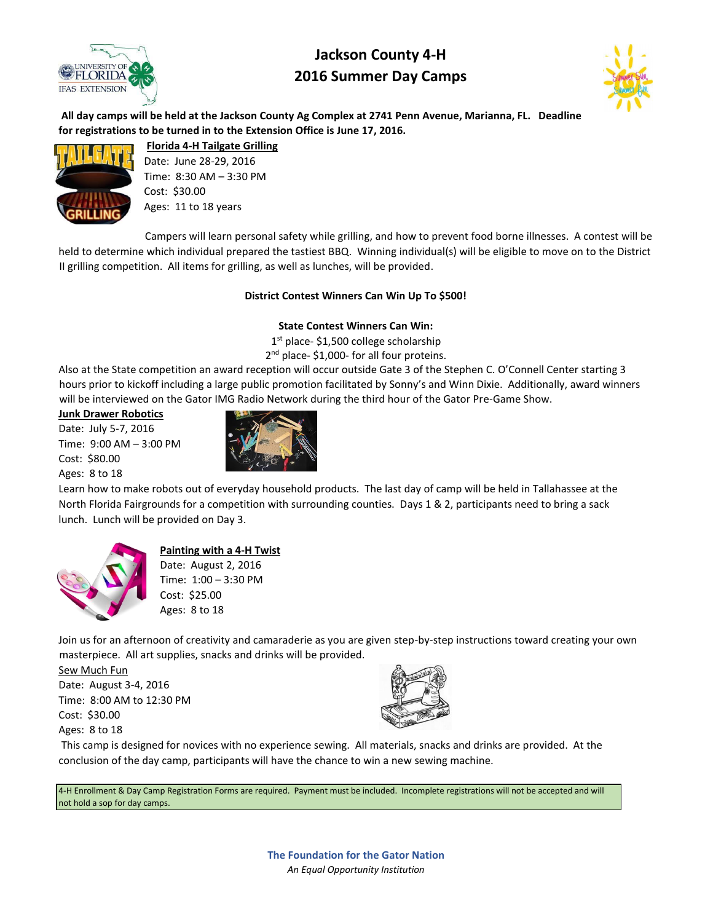# Jackson County 4-H
# 2016 Summer Day Camps

**All day camps will be held at the Jackson County Ag Complex at 2741 Penn Avenue, Marianna, FL. Deadline for registrations to be turned in to the Extension Office is June 17, 2016.**

## Florida 4-H Tailgate Grilling

Date: June 28-29, 2016
Time: 8:30 AM – 3:30 PM
Cost: $30.00
Ages: 11 to 18 years

Campers will learn personal safety while grilling, and how to prevent food borne illnesses. A contest will be held to determine which individual prepared the tastiest BBQ. Winning individual(s) will be eligible to move on to the District II grilling competition. All items for grilling, as well as lunches, will be provided.

**District Contest Winners Can Win Up To $500!**

**State Contest Winners Can Win:**

1st place- $1,500 college scholarship
2nd place- $1,000- for all four proteins.

Also at the State competition an award reception will occur outside Gate 3 of the Stephen C. O'Connell Center starting 3 hours prior to kickoff including a large public promotion facilitated by Sonny's and Winn Dixie. Additionally, award winners will be interviewed on the Gator IMG Radio Network during the third hour of the Gator Pre-Game Show.

## Junk Drawer Robotics

Date: July 5-7, 2016
Time: 9:00 AM – 3:00 PM
Cost: $80.00
Ages: 8 to 18

Learn how to make robots out of everyday household products. The last day of camp will be held in Tallahassee at the North Florida Fairgrounds for a competition with surrounding counties. Days 1 & 2, participants need to bring a sack lunch. Lunch will be provided on Day 3.

## Painting with a 4-H Twist

Date: August 2, 2016
Time: 1:00 – 3:30 PM
Cost: $25.00
Ages: 8 to 18

Join us for an afternoon of creativity and camaraderie as you are given step-by-step instructions toward creating your own masterpiece. All art supplies, snacks and drinks will be provided.

## Sew Much Fun

Date: August 3-4, 2016
Time: 8:00 AM to 12:30 PM
Cost: $30.00
Ages: 8 to 18

This camp is designed for novices with no experience sewing. All materials, snacks and drinks are provided. At the conclusion of the day camp, participants will have the chance to win a new sewing machine.

4-H Enrollment & Day Camp Registration Forms are required. Payment must be included. Incomplete registrations will not be accepted and will not hold a sop for day camps.

**The Foundation for the Gator Nation**
*An Equal Opportunity Institution*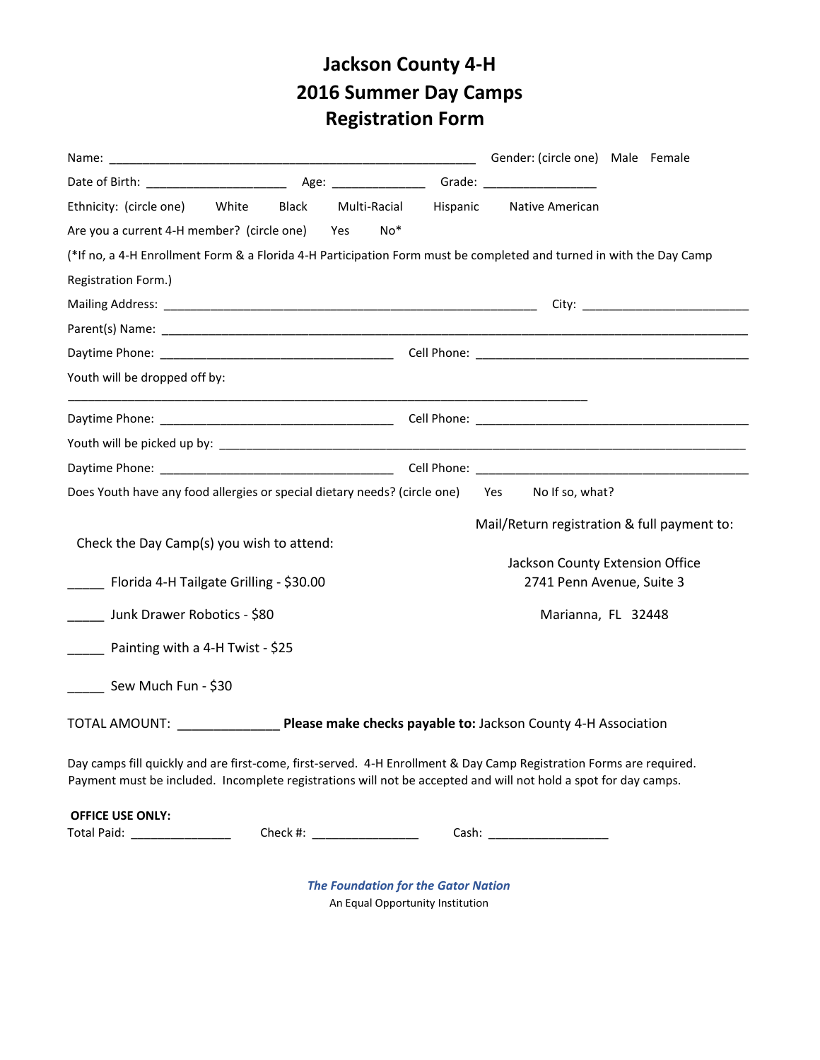# Jackson County 4-H
# 2016 Summer Day Camps
# Registration Form

Name: ______________________________________________________ Gender: (circle one) Male Female

Date of Birth: _____________________ Age: ______________ Grade: _________________

Ethnicity: (circle one) White Black Multi-Racial Hispanic Native American

Are you a current 4-H member? (circle one) Yes No*

(*If no, a 4-H Enrollment Form & a Florida 4-H Participation Form must be completed and turned in with the Day Camp Registration Form.)

Mailing Address: _______________________________________________________ City: _________________________

Parent(s) Name: _________________________________________________________________________________________

Daytime Phone: ___________________________________ Cell Phone: _________________________________________

Youth will be dropped off by:

_____________________________________________________________________________

Daytime Phone: ___________________________________ Cell Phone: _________________________________________

Youth will be picked up by: _______________________________________________________________________________

Daytime Phone: ___________________________________ Cell Phone: _________________________________________

Does Youth have any food allergies or special dietary needs? (circle one) Yes No If so, what?

Check the Day Camp(s) you wish to attend:

_____ Florida 4-H Tailgate Grilling - $30.00

_____ Junk Drawer Robotics - $80

_____ Painting with a 4-H Twist - $25

_____ Sew Much Fun - $30

Mail/Return registration & full payment to:

Jackson County Extension Office
2741 Penn Avenue, Suite 3

Marianna, FL 32448

TOTAL AMOUNT: _______________ **Please make checks payable to:** Jackson County 4-H Association

Day camps fill quickly and are first-come, first-served. 4-H Enrollment & Day Camp Registration Forms are required. Payment must be included. Incomplete registrations will not be accepted and will not hold a spot for day camps.

**OFFICE USE ONLY:**

Total Paid: _______________ Check #: ________________ Cash: __________________

***The Foundation for the Gator Nation***

An Equal Opportunity Institution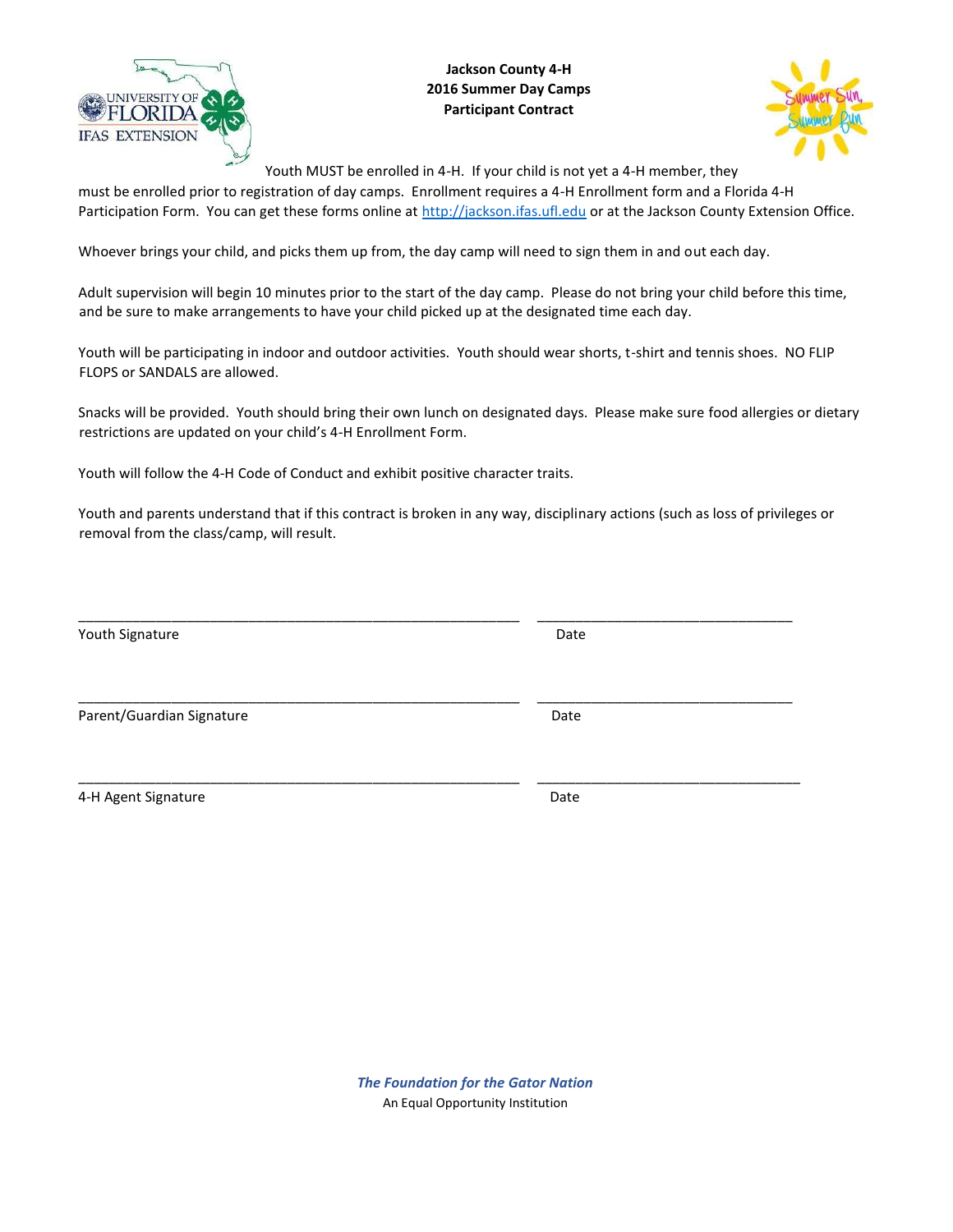**Jackson County 4-H**
**2016 Summer Day Camps**
**Participant Contract**

Youth MUST be enrolled in 4-H. If your child is not yet a 4-H member, they must be enrolled prior to registration of day camps. Enrollment requires a 4-H Enrollment form and a Florida 4-H Participation Form. You can get these forms online at http://jackson.ifas.ufl.edu or at the Jackson County Extension Office.

Whoever brings your child, and picks them up from, the day camp will need to sign them in and out each day.

Adult supervision will begin 10 minutes prior to the start of the day camp. Please do not bring your child before this time, and be sure to make arrangements to have your child picked up at the designated time each day.

Youth will be participating in indoor and outdoor activities. Youth should wear shorts, t-shirt and tennis shoes. NO FLIP FLOPS or SANDALS are allowed.

Snacks will be provided. Youth should bring their own lunch on designated days. Please make sure food allergies or dietary restrictions are updated on your child's 4-H Enrollment Form.

Youth will follow the 4-H Code of Conduct and exhibit positive character traits.

Youth and parents understand that if this contract is broken in any way, disciplinary actions (such as loss of privileges or removal from the class/camp, will result.

\_\_\_\_\_\_\_\_\_\_\_\_\_\_\_\_\_\_\_\_\_\_\_\_\_\_\_\_\_\_\_\_\_\_\_\_\_\_ \_\_\_\_\_\_\_\_\_\_\_\_\_\_\_\_\_\_\_\_\_\_\_\_

Youth Signature Date

\_\_\_\_\_\_\_\_\_\_\_\_\_\_\_\_\_\_\_\_\_\_\_\_\_\_\_\_\_\_\_\_\_\_\_\_\_\_ \_\_\_\_\_\_\_\_\_\_\_\_\_\_\_\_\_\_\_\_\_\_\_\_

Parent/Guardian Signature Date

\_\_\_\_\_\_\_\_\_\_\_\_\_\_\_\_\_\_\_\_\_\_\_\_\_\_\_\_\_\_\_\_\_\_\_\_\_\_ \_\_\_\_\_\_\_\_\_\_\_\_\_\_\_\_\_\_\_\_\_\_\_\_

4-H Agent Signature Date

*The Foundation for the Gator Nation*
An Equal Opportunity Institution